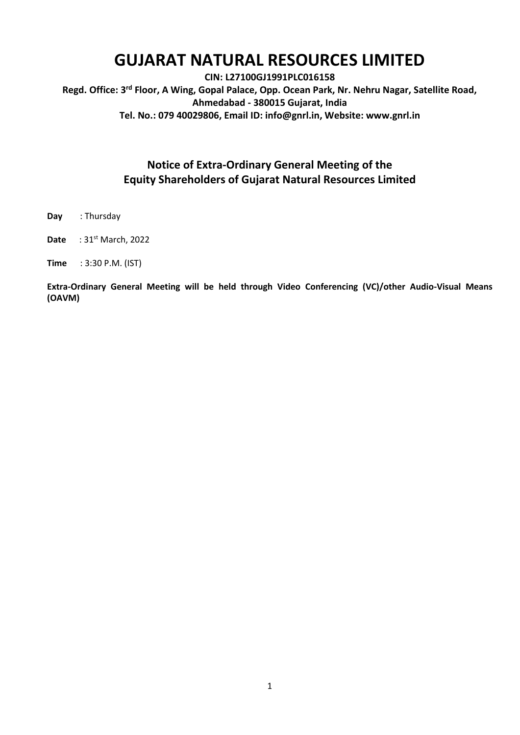# GUJARAT NATURAL RESOURCES LIMITED

**CIN: L27100GJ1991PLC016158**

**Regd. Office: 3rd Floor, A Wing, Gopal Palace, Opp. Ocean Park, Nr. Nehru Nagar, Satellite Road, Ahmedabad - 380015 Gujarat, India**

**Tel. No.: 079 40029806, Email ID: info@gnrl.in, Website: www.gnrl.in**

## Notice of Extra-Ordinary General Meeting of the Equity Shareholders of Gujarat Natural Resources Limited

**Day** : Thursday

**Date** : 31st March, 2022

**Time** : 3:30 P.M. (IST)

**Extra-Ordinary General Meeting will be held through Video Conferencing (VC)/other Audio-Visual Means (OAVM)**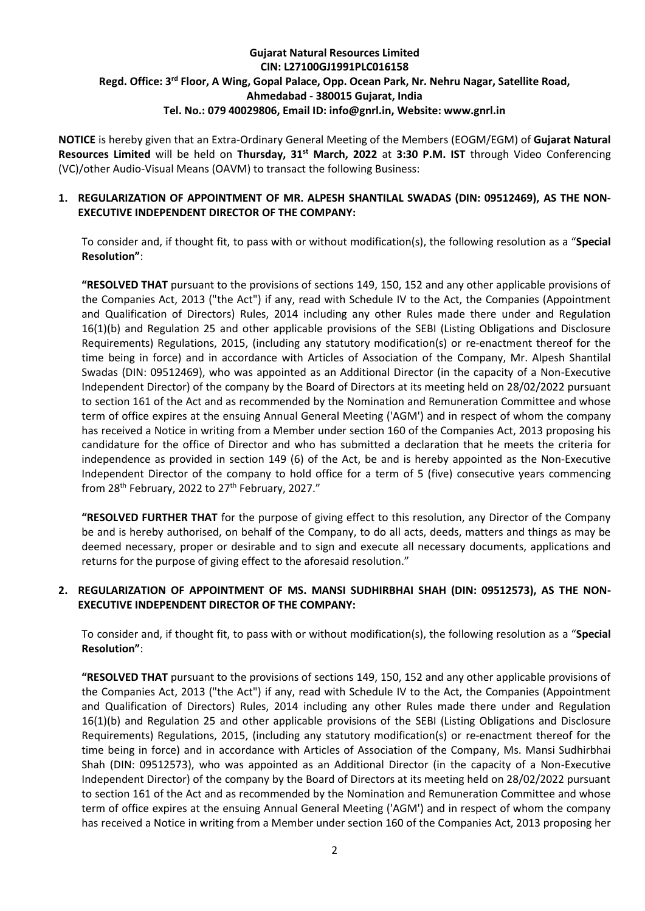**Gujarat Natural Resources Limited**
**CIN: L27100GJ1991PLC016158**
**Regd. Office: 3rd Floor, A Wing, Gopal Palace, Opp. Ocean Park, Nr. Nehru Nagar, Satellite Road, Ahmedabad - 380015 Gujarat, India**
**Tel. No.: 079 40029806, Email ID: info@gnrl.in, Website: www.gnrl.in**

**NOTICE** is hereby given that an Extra-Ordinary General Meeting of the Members (EOGM/EGM) of **Gujarat Natural Resources Limited** will be held on **Thursday, 31st March, 2022** at **3:30 P.M. IST** through Video Conferencing (VC)/other Audio-Visual Means (OAVM) to transact the following Business:

1. **REGULARIZATION OF APPOINTMENT OF MR. ALPESH SHANTILAL SWADAS (DIN: 09512469), AS THE NON-EXECUTIVE INDEPENDENT DIRECTOR OF THE COMPANY:**

   To consider and, if thought fit, to pass with or without modification(s), the following resolution as a "**Special Resolution"**:

   **"RESOLVED THAT** pursuant to the provisions of sections 149, 150, 152 and any other applicable provisions of the Companies Act, 2013 ("the Act") if any, read with Schedule IV to the Act, the Companies (Appointment and Qualification of Directors) Rules, 2014 including any other Rules made there under and Regulation 16(1)(b) and Regulation 25 and other applicable provisions of the SEBI (Listing Obligations and Disclosure Requirements) Regulations, 2015, (including any statutory modification(s) or re-enactment thereof for the time being in force) and in accordance with Articles of Association of the Company, Mr. Alpesh Shantilal Swadas (DIN: 09512469), who was appointed as an Additional Director (in the capacity of a Non-Executive Independent Director) of the company by the Board of Directors at its meeting held on 28/02/2022 pursuant to section 161 of the Act and as recommended by the Nomination and Remuneration Committee and whose term of office expires at the ensuing Annual General Meeting ('AGM') and in respect of whom the company has received a Notice in writing from a Member under section 160 of the Companies Act, 2013 proposing his candidature for the office of Director and who has submitted a declaration that he meets the criteria for independence as provided in section 149 (6) of the Act, be and is hereby appointed as the Non-Executive Independent Director of the company to hold office for a term of 5 (five) consecutive years commencing from 28th February, 2022 to 27th February, 2027."

   **"RESOLVED FURTHER THAT** for the purpose of giving effect to this resolution, any Director of the Company be and is hereby authorised, on behalf of the Company, to do all acts, deeds, matters and things as may be deemed necessary, proper or desirable and to sign and execute all necessary documents, applications and returns for the purpose of giving effect to the aforesaid resolution."

2. **REGULARIZATION OF APPOINTMENT OF MS. MANSI SUDHIRBHAI SHAH (DIN: 09512573), AS THE NON-EXECUTIVE INDEPENDENT DIRECTOR OF THE COMPANY:**

   To consider and, if thought fit, to pass with or without modification(s), the following resolution as a "**Special Resolution"**:

   **"RESOLVED THAT** pursuant to the provisions of sections 149, 150, 152 and any other applicable provisions of the Companies Act, 2013 ("the Act") if any, read with Schedule IV to the Act, the Companies (Appointment and Qualification of Directors) Rules, 2014 including any other Rules made there under and Regulation 16(1)(b) and Regulation 25 and other applicable provisions of the SEBI (Listing Obligations and Disclosure Requirements) Regulations, 2015, (including any statutory modification(s) or re-enactment thereof for the time being in force) and in accordance with Articles of Association of the Company, Ms. Mansi Sudhirbhai Shah (DIN: 09512573), who was appointed as an Additional Director (in the capacity of a Non-Executive Independent Director) of the company by the Board of Directors at its meeting held on 28/02/2022 pursuant to section 161 of the Act and as recommended by the Nomination and Remuneration Committee and whose term of office expires at the ensuing Annual General Meeting ('AGM') and in respect of whom the company has received a Notice in writing from a Member under section 160 of the Companies Act, 2013 proposing her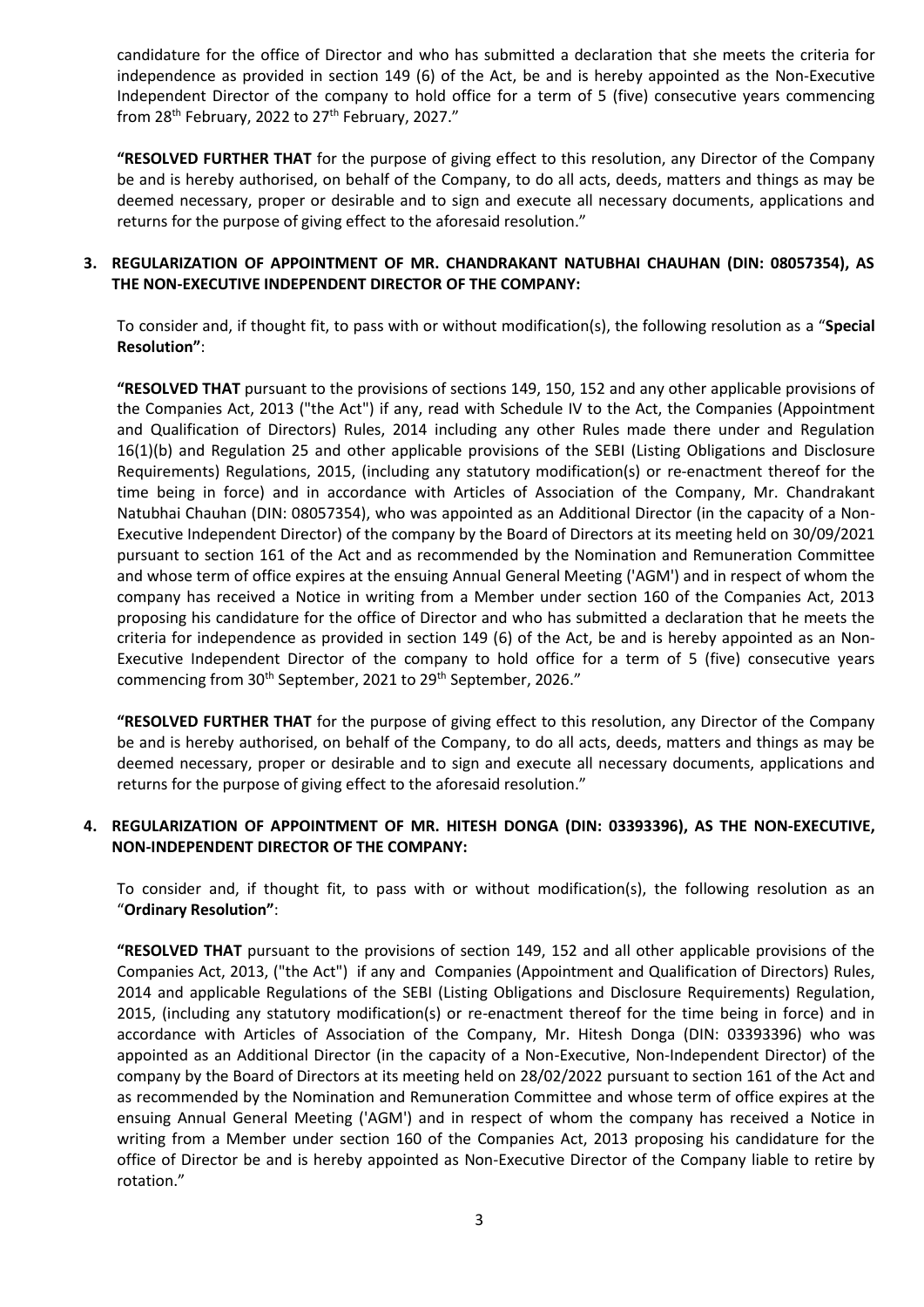candidature for the office of Director and who has submitted a declaration that she meets the criteria for independence as provided in section 149 (6) of the Act, be and is hereby appointed as the Non-Executive Independent Director of the company to hold office for a term of 5 (five) consecutive years commencing from 28th February, 2022 to 27th February, 2027."

**"RESOLVED FURTHER THAT** for the purpose of giving effect to this resolution, any Director of the Company be and is hereby authorised, on behalf of the Company, to do all acts, deeds, matters and things as may be deemed necessary, proper or desirable and to sign and execute all necessary documents, applications and returns for the purpose of giving effect to the aforesaid resolution."

**3. REGULARIZATION OF APPOINTMENT OF MR. CHANDRAKANT NATUBHAI CHAUHAN (DIN: 08057354), AS THE NON-EXECUTIVE INDEPENDENT DIRECTOR OF THE COMPANY:**

To consider and, if thought fit, to pass with or without modification(s), the following resolution as a "**Special Resolution"**:

**"RESOLVED THAT** pursuant to the provisions of sections 149, 150, 152 and any other applicable provisions of the Companies Act, 2013 ("the Act") if any, read with Schedule IV to the Act, the Companies (Appointment and Qualification of Directors) Rules, 2014 including any other Rules made there under and Regulation 16(1)(b) and Regulation 25 and other applicable provisions of the SEBI (Listing Obligations and Disclosure Requirements) Regulations, 2015, (including any statutory modification(s) or re-enactment thereof for the time being in force) and in accordance with Articles of Association of the Company, Mr. Chandrakant Natubhai Chauhan (DIN: 08057354), who was appointed as an Additional Director (in the capacity of a Non-Executive Independent Director) of the company by the Board of Directors at its meeting held on 30/09/2021 pursuant to section 161 of the Act and as recommended by the Nomination and Remuneration Committee and whose term of office expires at the ensuing Annual General Meeting ('AGM') and in respect of whom the company has received a Notice in writing from a Member under section 160 of the Companies Act, 2013 proposing his candidature for the office of Director and who has submitted a declaration that he meets the criteria for independence as provided in section 149 (6) of the Act, be and is hereby appointed as an Non-Executive Independent Director of the company to hold office for a term of 5 (five) consecutive years commencing from 30th September, 2021 to 29th September, 2026."

**"RESOLVED FURTHER THAT** for the purpose of giving effect to this resolution, any Director of the Company be and is hereby authorised, on behalf of the Company, to do all acts, deeds, matters and things as may be deemed necessary, proper or desirable and to sign and execute all necessary documents, applications and returns for the purpose of giving effect to the aforesaid resolution."

**4. REGULARIZATION OF APPOINTMENT OF MR. HITESH DONGA (DIN: 03393396), AS THE NON-EXECUTIVE, NON-INDEPENDENT DIRECTOR OF THE COMPANY:**

To consider and, if thought fit, to pass with or without modification(s), the following resolution as an "**Ordinary Resolution"**:

**"RESOLVED THAT** pursuant to the provisions of section 149, 152 and all other applicable provisions of the Companies Act, 2013, ("the Act") if any and Companies (Appointment and Qualification of Directors) Rules, 2014 and applicable Regulations of the SEBI (Listing Obligations and Disclosure Requirements) Regulation, 2015, (including any statutory modification(s) or re-enactment thereof for the time being in force) and in accordance with Articles of Association of the Company, Mr. Hitesh Donga (DIN: 03393396) who was appointed as an Additional Director (in the capacity of a Non-Executive, Non-Independent Director) of the company by the Board of Directors at its meeting held on 28/02/2022 pursuant to section 161 of the Act and as recommended by the Nomination and Remuneration Committee and whose term of office expires at the ensuing Annual General Meeting ('AGM') and in respect of whom the company has received a Notice in writing from a Member under section 160 of the Companies Act, 2013 proposing his candidature for the office of Director be and is hereby appointed as Non-Executive Director of the Company liable to retire by rotation."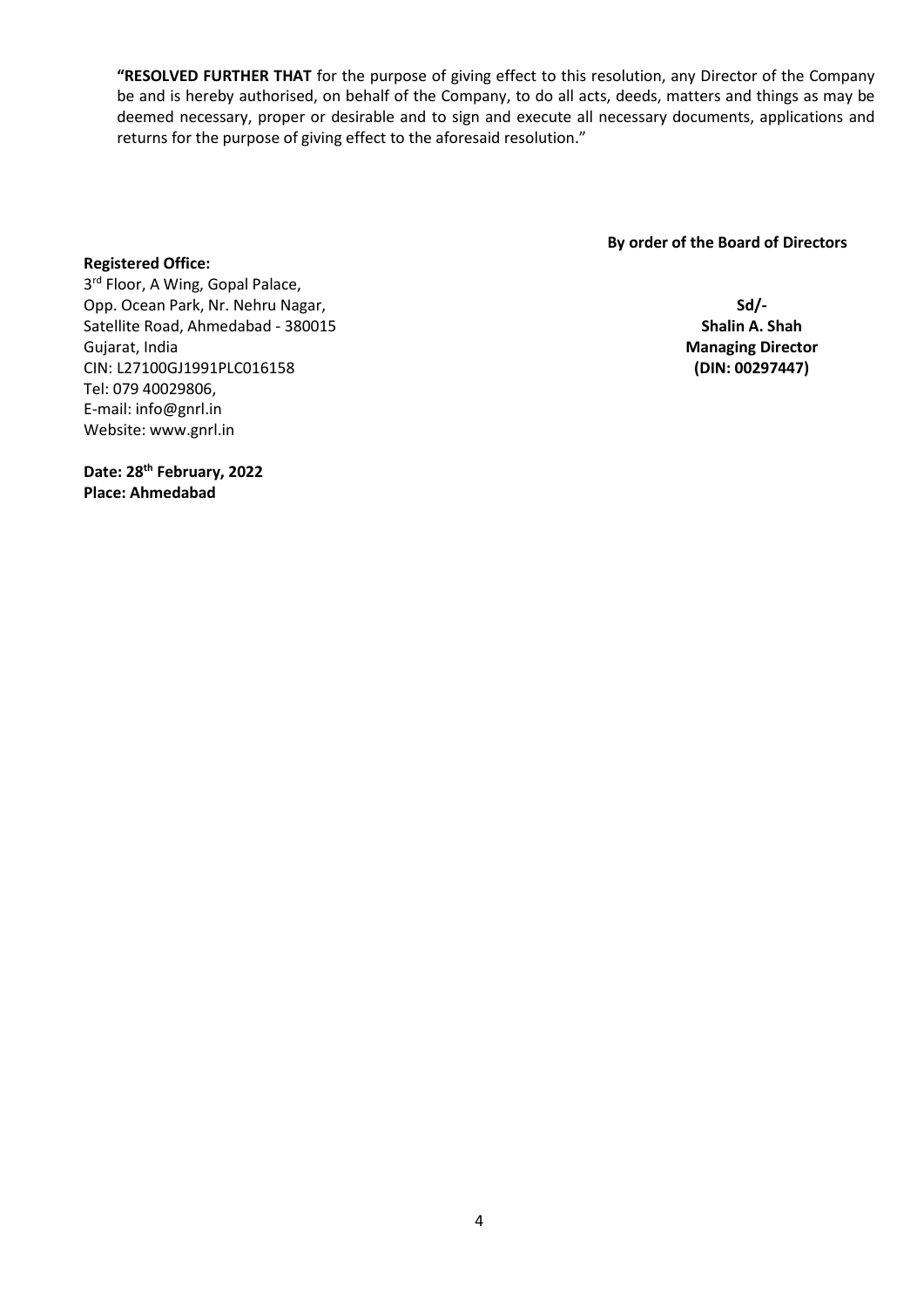**"RESOLVED FURTHER THAT** for the purpose of giving effect to this resolution, any Director of the Company be and is hereby authorised, on behalf of the Company, to do all acts, deeds, matters and things as may be deemed necessary, proper or desirable and to sign and execute all necessary documents, applications and returns for the purpose of giving effect to the aforesaid resolution."

**By order of the Board of Directors**

**Sd/-**
**Shalin A. Shah**
**Managing Director**
**(DIN: 00297447)**

**Registered Office:**
3rd Floor, A Wing, Gopal Palace,
Opp. Ocean Park, Nr. Nehru Nagar,
Satellite Road, Ahmedabad - 380015
Gujarat, India
CIN: L27100GJ1991PLC016158
Tel: 079 40029806,
E-mail: info@gnrl.in
Website: www.gnrl.in

**Date: 28th February, 2022**
**Place: Ahmedabad**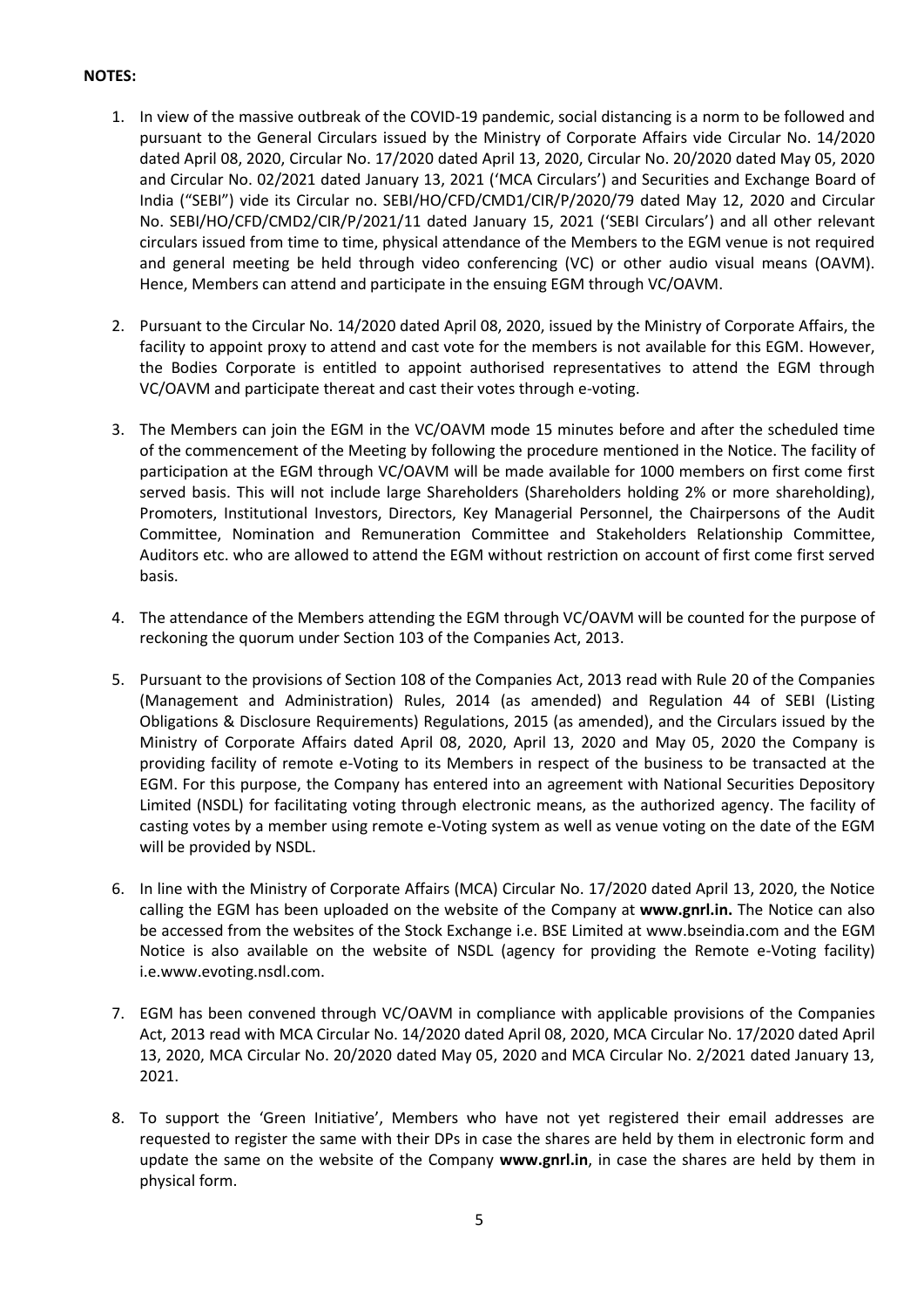**NOTES:**

1. In view of the massive outbreak of the COVID-19 pandemic, social distancing is a norm to be followed and pursuant to the General Circulars issued by the Ministry of Corporate Affairs vide Circular No. 14/2020 dated April 08, 2020, Circular No. 17/2020 dated April 13, 2020, Circular No. 20/2020 dated May 05, 2020 and Circular No. 02/2021 dated January 13, 2021 ('MCA Circulars') and Securities and Exchange Board of India ("SEBI") vide its Circular no. SEBI/HO/CFD/CMD1/CIR/P/2020/79 dated May 12, 2020 and Circular No. SEBI/HO/CFD/CMD2/CIR/P/2021/11 dated January 15, 2021 ('SEBI Circulars') and all other relevant circulars issued from time to time, physical attendance of the Members to the EGM venue is not required and general meeting be held through video conferencing (VC) or other audio visual means (OAVM). Hence, Members can attend and participate in the ensuing EGM through VC/OAVM.

2. Pursuant to the Circular No. 14/2020 dated April 08, 2020, issued by the Ministry of Corporate Affairs, the facility to appoint proxy to attend and cast vote for the members is not available for this EGM. However, the Bodies Corporate is entitled to appoint authorised representatives to attend the EGM through VC/OAVM and participate thereat and cast their votes through e-voting.

3. The Members can join the EGM in the VC/OAVM mode 15 minutes before and after the scheduled time of the commencement of the Meeting by following the procedure mentioned in the Notice. The facility of participation at the EGM through VC/OAVM will be made available for 1000 members on first come first served basis. This will not include large Shareholders (Shareholders holding 2% or more shareholding), Promoters, Institutional Investors, Directors, Key Managerial Personnel, the Chairpersons of the Audit Committee, Nomination and Remuneration Committee and Stakeholders Relationship Committee, Auditors etc. who are allowed to attend the EGM without restriction on account of first come first served basis.

4. The attendance of the Members attending the EGM through VC/OAVM will be counted for the purpose of reckoning the quorum under Section 103 of the Companies Act, 2013.

5. Pursuant to the provisions of Section 108 of the Companies Act, 2013 read with Rule 20 of the Companies (Management and Administration) Rules, 2014 (as amended) and Regulation 44 of SEBI (Listing Obligations & Disclosure Requirements) Regulations, 2015 (as amended), and the Circulars issued by the Ministry of Corporate Affairs dated April 08, 2020, April 13, 2020 and May 05, 2020 the Company is providing facility of remote e-Voting to its Members in respect of the business to be transacted at the EGM. For this purpose, the Company has entered into an agreement with National Securities Depository Limited (NSDL) for facilitating voting through electronic means, as the authorized agency. The facility of casting votes by a member using remote e-Voting system as well as venue voting on the date of the EGM will be provided by NSDL.

6. In line with the Ministry of Corporate Affairs (MCA) Circular No. 17/2020 dated April 13, 2020, the Notice calling the EGM has been uploaded on the website of the Company at **www.gnrl.in.** The Notice can also be accessed from the websites of the Stock Exchange i.e. BSE Limited at www.bseindia.com and the EGM Notice is also available on the website of NSDL (agency for providing the Remote e-Voting facility) i.e.www.evoting.nsdl.com.

7. EGM has been convened through VC/OAVM in compliance with applicable provisions of the Companies Act, 2013 read with MCA Circular No. 14/2020 dated April 08, 2020, MCA Circular No. 17/2020 dated April 13, 2020, MCA Circular No. 20/2020 dated May 05, 2020 and MCA Circular No. 2/2021 dated January 13, 2021.

8. To support the 'Green Initiative', Members who have not yet registered their email addresses are requested to register the same with their DPs in case the shares are held by them in electronic form and update the same on the website of the Company **www.gnrl.in**, in case the shares are held by them in physical form.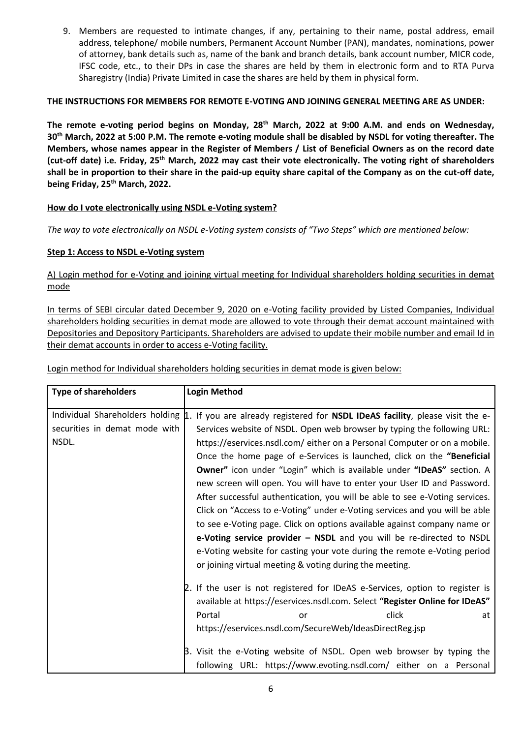9. Members are requested to intimate changes, if any, pertaining to their name, postal address, email address, telephone/ mobile numbers, Permanent Account Number (PAN), mandates, nominations, power of attorney, bank details such as, name of the bank and branch details, bank account number, MICR code, IFSC code, etc., to their DPs in case the shares are held by them in electronic form and to RTA Purva Sharegistry (India) Private Limited in case the shares are held by them in physical form.

**THE INSTRUCTIONS FOR MEMBERS FOR REMOTE E-VOTING AND JOINING GENERAL MEETING ARE AS UNDER:**

**The remote e-voting period begins on Monday, 28th March, 2022 at 9:00 A.M. and ends on Wednesday, 30th March, 2022 at 5:00 P.M. The remote e-voting module shall be disabled by NSDL for voting thereafter. The Members, whose names appear in the Register of Members / List of Beneficial Owners as on the record date (cut-off date) i.e. Friday, 25th March, 2022 may cast their vote electronically. The voting right of shareholders shall be in proportion to their share in the paid-up equity share capital of the Company as on the cut-off date, being Friday, 25th March, 2022.**

**How do I vote electronically using NSDL e-Voting system?**

*The way to vote electronically on NSDL e-Voting system consists of "Two Steps" which are mentioned below:*

**Step 1: Access to NSDL e-Voting system**

A) Login method for e-Voting and joining virtual meeting for Individual shareholders holding securities in demat mode

In terms of SEBI circular dated December 9, 2020 on e-Voting facility provided by Listed Companies, Individual shareholders holding securities in demat mode are allowed to vote through their demat account maintained with Depositories and Depository Participants. Shareholders are advised to update their mobile number and email Id in their demat accounts in order to access e-Voting facility.

Login method for Individual shareholders holding securities in demat mode is given below:

| Type of shareholders | Login Method |
| --- | --- |
| Individual Shareholders holding securities in demat mode with NSDL. | 1. If you are already registered for **NSDL IDeAS facility**, please visit the e-Services website of NSDL. Open web browser by typing the following URL: https://eservices.nsdl.com/ either on a Personal Computer or on a mobile. Once the home page of e-Services is launched, click on the **"Beneficial Owner"** icon under "Login" which is available under **"IDeAS"** section. A new screen will open. You will have to enter your User ID and Password. After successful authentication, you will be able to see e-Voting services. Click on "Access to e-Voting" under e-Voting services and you will be able to see e-Voting page. Click on options available against company name or **e-Voting service provider – NSDL** and you will be re-directed to NSDL e-Voting website for casting your vote during the remote e-Voting period or joining virtual meeting & voting during the meeting.<br><br>2. If the user is not registered for IDeAS e-Services, option to register is available at https://eservices.nsdl.com. Select **"Register Online for IDeAS"** Portal or click at https://eservices.nsdl.com/SecureWeb/IdeasDirectReg.jsp<br><br>3. Visit the e-Voting website of NSDL. Open web browser by typing the following URL: https://www.evoting.nsdl.com/ either on a Personal |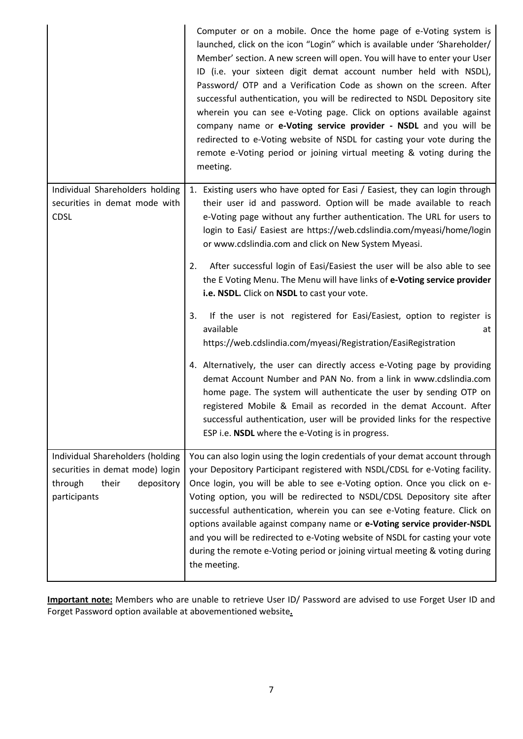| | |
|---|---|
| | Computer or on a mobile. Once the home page of e-Voting system is launched, click on the icon "Login" which is available under 'Shareholder/ Member' section. A new screen will open. You will have to enter your User ID (i.e. your sixteen digit demat account number held with NSDL), Password/ OTP and a Verification Code as shown on the screen. After successful authentication, you will be redirected to NSDL Depository site wherein you can see e-Voting page. Click on options available against company name or **e-Voting service provider - NSDL** and you will be redirected to e-Voting website of NSDL for casting your vote during the remote e-Voting period or joining virtual meeting & voting during the meeting. |
| Individual Shareholders holding securities in demat mode with CDSL | 1. Existing users who have opted for Easi / Easiest, they can login through their user id and password. Option will be made available to reach e-Voting page without any further authentication. The URL for users to login to Easi/ Easiest are https://web.cdslindia.com/myeasi/home/login or www.cdslindia.com and click on New System Myeasi.<br><br>2. After successful login of Easi/Easiest the user will be also able to see the E Voting Menu. The Menu will have links of **e-Voting service provider i.e. NSDL.** Click on **NSDL** to cast your vote.<br><br>3. If the user is not registered for Easi/Easiest, option to register is available at https://web.cdslindia.com/myeasi/Registration/EasiRegistration<br><br>4. Alternatively, the user can directly access e-Voting page by providing demat Account Number and PAN No. from a link in www.cdslindia.com home page. The system will authenticate the user by sending OTP on registered Mobile & Email as recorded in the demat Account. After successful authentication, user will be provided links for the respective ESP i.e. **NSDL** where the e-Voting is in progress. |
| Individual Shareholders (holding securities in demat mode) login through their depository participants | You can also login using the login credentials of your demat account through your Depository Participant registered with NSDL/CDSL for e-Voting facility. Once login, you will be able to see e-Voting option. Once you click on e-Voting option, you will be redirected to NSDL/CDSL Depository site after successful authentication, wherein you can see e-Voting feature. Click on options available against company name or **e-Voting service provider-NSDL** and you will be redirected to e-Voting website of NSDL for casting your vote during the remote e-Voting period or joining virtual meeting & voting during the meeting. |

**Important note:** Members who are unable to retrieve User ID/ Password are advised to use Forget User ID and Forget Password option available at abovementioned website.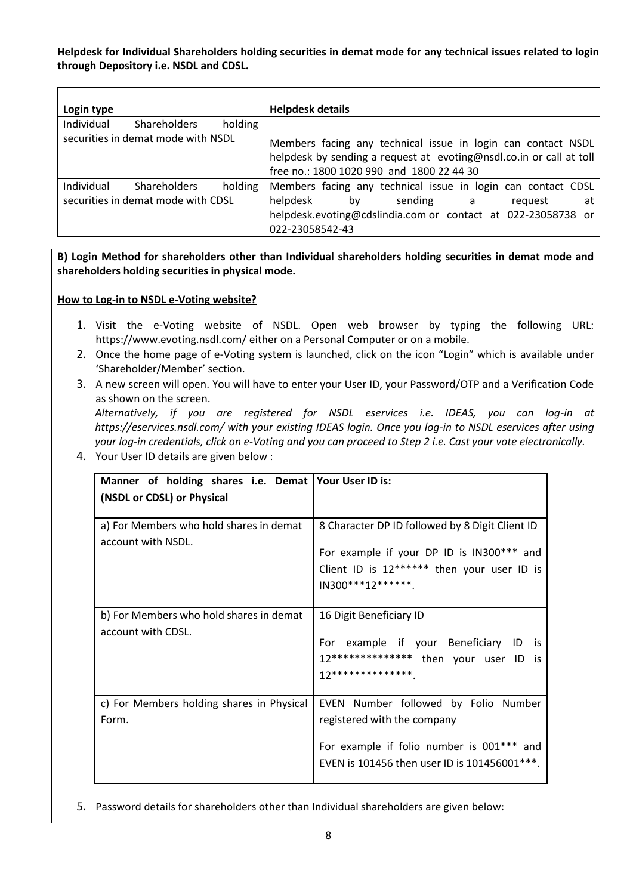**Helpdesk for Individual Shareholders holding securities in demat mode for any technical issues related to login through Depository i.e. NSDL and CDSL.**

| Login type | Helpdesk details |
|---|---|
| Individual Shareholders holding securities in demat mode with NSDL | Members facing any technical issue in login can contact NSDL helpdesk by sending a request at evoting@nsdl.co.in or call at toll free no.: 1800 1020 990 and 1800 22 44 30 |
| Individual Shareholders holding securities in demat mode with CDSL | Members facing any technical issue in login can contact CDSL helpdesk by sending a request at helpdesk.evoting@cdslindia.com or contact at 022-23058738 or 022-23058542-43 |

**B) Login Method for shareholders other than Individual shareholders holding securities in demat mode and shareholders holding securities in physical mode.**

**How to Log-in to NSDL e-Voting website?**

1. Visit the e-Voting website of NSDL. Open web browser by typing the following URL: https://www.evoting.nsdl.com/ either on a Personal Computer or on a mobile.
2. Once the home page of e-Voting system is launched, click on the icon "Login" which is available under 'Shareholder/Member' section.
3. A new screen will open. You will have to enter your User ID, your Password/OTP and a Verification Code as shown on the screen.
   *Alternatively, if you are registered for NSDL eservices i.e. IDEAS, you can log-in at https://eservices.nsdl.com/ with your existing IDEAS login. Once you log-in to NSDL eservices after using your log-in credentials, click on e-Voting and you can proceed to Step 2 i.e. Cast your vote electronically.*
4. Your User ID details are given below :

| Manner of holding shares i.e. Demat (NSDL or CDSL) or Physical | Your User ID is: |
|---|---|
| a) For Members who hold shares in demat account with NSDL. | 8 Character DP ID followed by 8 Digit Client ID<br><br>For example if your DP ID is IN300*** and Client ID is 12****** then your user ID is IN300***12******. |
| b) For Members who hold shares in demat account with CDSL. | 16 Digit Beneficiary ID<br><br>For example if your Beneficiary ID is 12************** then your user ID is 12**************. |
| c) For Members holding shares in Physical Form. | EVEN Number followed by Folio Number registered with the company<br><br>For example if folio number is 001*** and EVEN is 101456 then user ID is 101456001***. |

5. Password details for shareholders other than Individual shareholders are given below: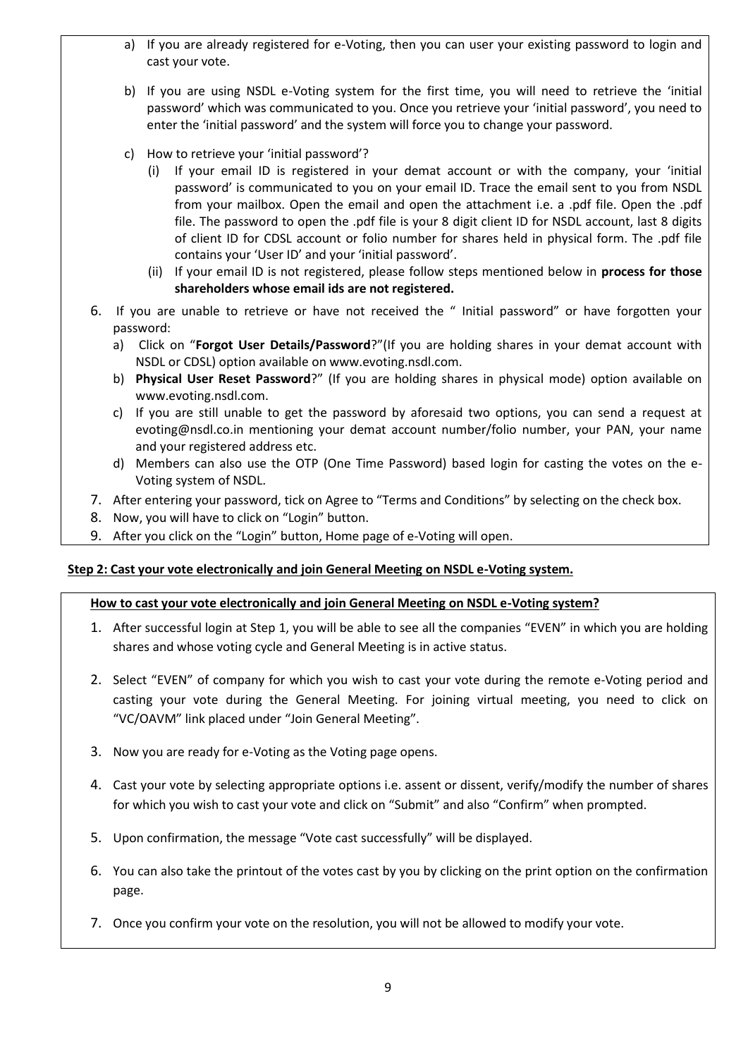a) If you are already registered for e-Voting, then you can user your existing password to login and cast your vote.

b) If you are using NSDL e-Voting system for the first time, you will need to retrieve the 'initial password' which was communicated to you. Once you retrieve your 'initial password', you need to enter the 'initial password' and the system will force you to change your password.

c) How to retrieve your 'initial password'?

   (i) If your email ID is registered in your demat account or with the company, your 'initial password' is communicated to you on your email ID. Trace the email sent to you from NSDL from your mailbox. Open the email and open the attachment i.e. a .pdf file. Open the .pdf file. The password to open the .pdf file is your 8 digit client ID for NSDL account, last 8 digits of client ID for CDSL account or folio number for shares held in physical form. The .pdf file contains your 'User ID' and your 'initial password'.

   (ii) If your email ID is not registered, please follow steps mentioned below in **process for those shareholders whose email ids are not registered.**

6. If you are unable to retrieve or have not received the " Initial password" or have forgotten your password:
   a) Click on "**Forgot User Details/Password**?"(If you are holding shares in your demat account with NSDL or CDSL) option available on www.evoting.nsdl.com.
   b) **Physical User Reset Password**?" (If you are holding shares in physical mode) option available on www.evoting.nsdl.com.
   c) If you are still unable to get the password by aforesaid two options, you can send a request at evoting@nsdl.co.in mentioning your demat account number/folio number, your PAN, your name and your registered address etc.
   d) Members can also use the OTP (One Time Password) based login for casting the votes on the e-Voting system of NSDL.
7. After entering your password, tick on Agree to "Terms and Conditions" by selecting on the check box.
8. Now, you will have to click on "Login" button.
9. After you click on the "Login" button, Home page of e-Voting will open.

**Step 2: Cast your vote electronically and join General Meeting on NSDL e-Voting system.**

**How to cast your vote electronically and join General Meeting on NSDL e-Voting system?**

1. After successful login at Step 1, you will be able to see all the companies "EVEN" in which you are holding shares and whose voting cycle and General Meeting is in active status.

2. Select "EVEN" of company for which you wish to cast your vote during the remote e-Voting period and casting your vote during the General Meeting. For joining virtual meeting, you need to click on "VC/OAVM" link placed under "Join General Meeting".

3. Now you are ready for e-Voting as the Voting page opens.

4. Cast your vote by selecting appropriate options i.e. assent or dissent, verify/modify the number of shares for which you wish to cast your vote and click on "Submit" and also "Confirm" when prompted.

5. Upon confirmation, the message "Vote cast successfully" will be displayed.

6. You can also take the printout of the votes cast by you by clicking on the print option on the confirmation page.

7. Once you confirm your vote on the resolution, you will not be allowed to modify your vote.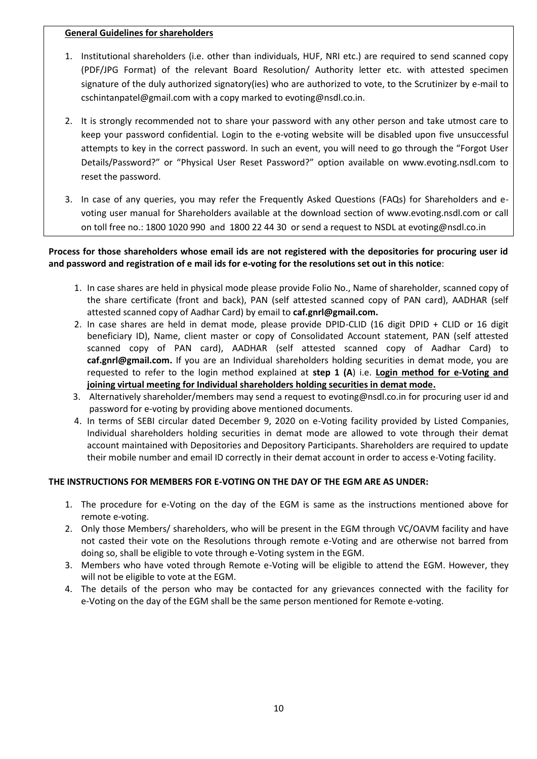**General Guidelines for shareholders**

1. Institutional shareholders (i.e. other than individuals, HUF, NRI etc.) are required to send scanned copy (PDF/JPG Format) of the relevant Board Resolution/ Authority letter etc. with attested specimen signature of the duly authorized signatory(ies) who are authorized to vote, to the Scrutinizer by e-mail to cschintanpatel@gmail.com with a copy marked to evoting@nsdl.co.in.

2. It is strongly recommended not to share your password with any other person and take utmost care to keep your password confidential. Login to the e-voting website will be disabled upon five unsuccessful attempts to key in the correct password. In such an event, you will need to go through the "Forgot User Details/Password?" or "Physical User Reset Password?" option available on www.evoting.nsdl.com to reset the password.

3. In case of any queries, you may refer the Frequently Asked Questions (FAQs) for Shareholders and e-voting user manual for Shareholders available at the download section of www.evoting.nsdl.com or call on toll free no.: 1800 1020 990 and 1800 22 44 30 or send a request to NSDL at evoting@nsdl.co.in

**Process for those shareholders whose email ids are not registered with the depositories for procuring user id and password and registration of e mail ids for e-voting for the resolutions set out in this notice**:

1. In case shares are held in physical mode please provide Folio No., Name of shareholder, scanned copy of the share certificate (front and back), PAN (self attested scanned copy of PAN card), AADHAR (self attested scanned copy of Aadhar Card) by email to **caf.gnrl@gmail.com.**
2. In case shares are held in demat mode, please provide DPID-CLID (16 digit DPID + CLID or 16 digit beneficiary ID), Name, client master or copy of Consolidated Account statement, PAN (self attested scanned copy of PAN card), AADHAR (self attested scanned copy of Aadhar Card) to **caf.gnrl@gmail.com.** If you are an Individual shareholders holding securities in demat mode, you are requested to refer to the login method explained at **step 1 (A**) i.e. **Login method for e-Voting and joining virtual meeting for Individual shareholders holding securities in demat mode.**
3. Alternatively shareholder/members may send a request to evoting@nsdl.co.in for procuring user id and password for e-voting by providing above mentioned documents.
4. In terms of SEBI circular dated December 9, 2020 on e-Voting facility provided by Listed Companies, Individual shareholders holding securities in demat mode are allowed to vote through their demat account maintained with Depositories and Depository Participants. Shareholders are required to update their mobile number and email ID correctly in their demat account in order to access e-Voting facility.

**THE INSTRUCTIONS FOR MEMBERS FOR E-VOTING ON THE DAY OF THE EGM ARE AS UNDER:**

1. The procedure for e-Voting on the day of the EGM is same as the instructions mentioned above for remote e-voting.
2. Only those Members/ shareholders, who will be present in the EGM through VC/OAVM facility and have not casted their vote on the Resolutions through remote e-Voting and are otherwise not barred from doing so, shall be eligible to vote through e-Voting system in the EGM.
3. Members who have voted through Remote e-Voting will be eligible to attend the EGM. However, they will not be eligible to vote at the EGM.
4. The details of the person who may be contacted for any grievances connected with the facility for e-Voting on the day of the EGM shall be the same person mentioned for Remote e-voting.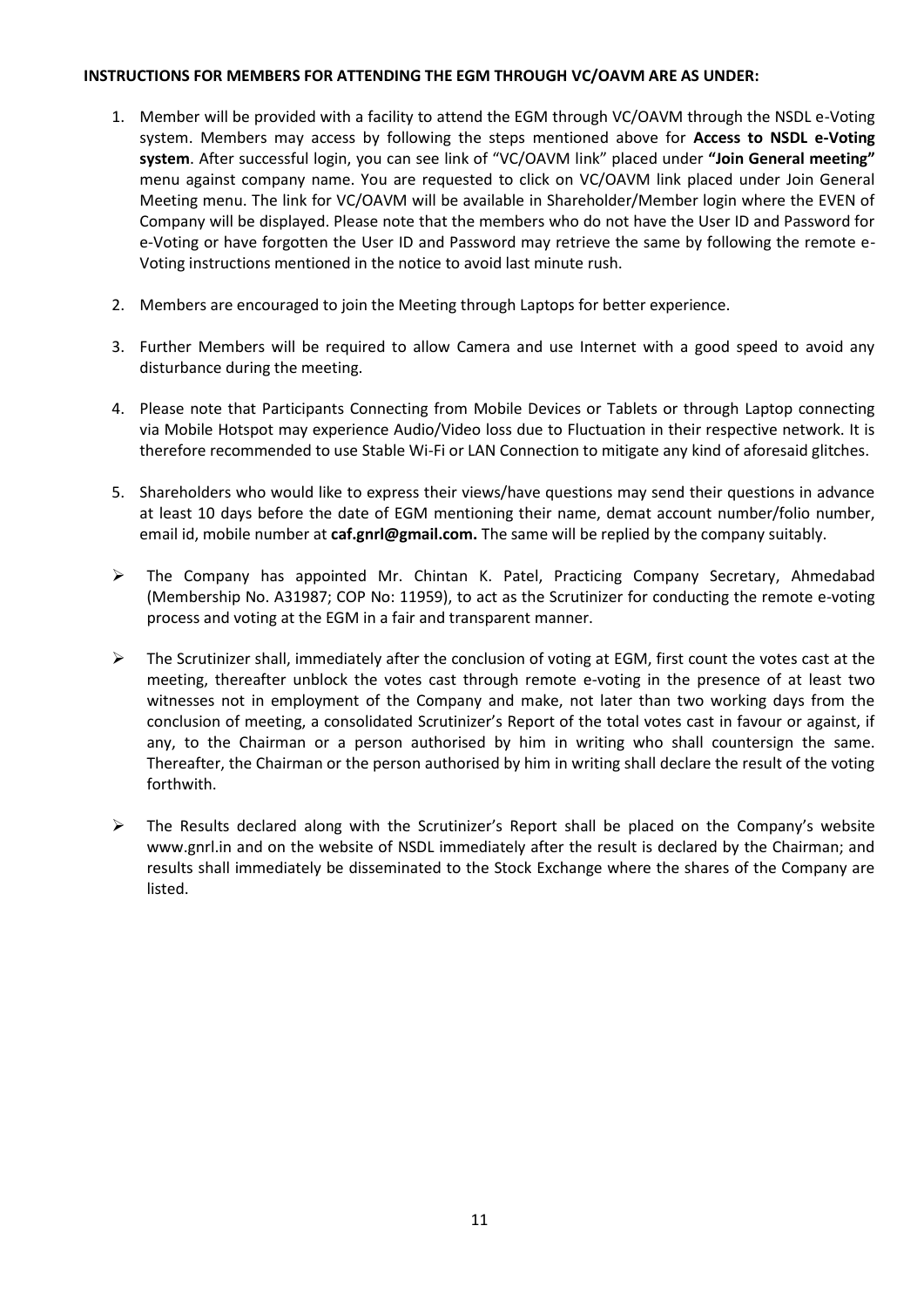**INSTRUCTIONS FOR MEMBERS FOR ATTENDING THE EGM THROUGH VC/OAVM ARE AS UNDER:**

1. Member will be provided with a facility to attend the EGM through VC/OAVM through the NSDL e-Voting system. Members may access by following the steps mentioned above for **Access to NSDL e-Voting system**. After successful login, you can see link of "VC/OAVM link" placed under **"Join General meeting"** menu against company name. You are requested to click on VC/OAVM link placed under Join General Meeting menu. The link for VC/OAVM will be available in Shareholder/Member login where the EVEN of Company will be displayed. Please note that the members who do not have the User ID and Password for e-Voting or have forgotten the User ID and Password may retrieve the same by following the remote e-Voting instructions mentioned in the notice to avoid last minute rush.

2. Members are encouraged to join the Meeting through Laptops for better experience.

3. Further Members will be required to allow Camera and use Internet with a good speed to avoid any disturbance during the meeting.

4. Please note that Participants Connecting from Mobile Devices or Tablets or through Laptop connecting via Mobile Hotspot may experience Audio/Video loss due to Fluctuation in their respective network. It is therefore recommended to use Stable Wi-Fi or LAN Connection to mitigate any kind of aforesaid glitches.

5. Shareholders who would like to express their views/have questions may send their questions in advance at least 10 days before the date of EGM mentioning their name, demat account number/folio number, email id, mobile number at **caf.gnrl@gmail.com.** The same will be replied by the company suitably.

- The Company has appointed Mr. Chintan K. Patel, Practicing Company Secretary, Ahmedabad (Membership No. A31987; COP No: 11959), to act as the Scrutinizer for conducting the remote e-voting process and voting at the EGM in a fair and transparent manner.

- The Scrutinizer shall, immediately after the conclusion of voting at EGM, first count the votes cast at the meeting, thereafter unblock the votes cast through remote e-voting in the presence of at least two witnesses not in employment of the Company and make, not later than two working days from the conclusion of meeting, a consolidated Scrutinizer's Report of the total votes cast in favour or against, if any, to the Chairman or a person authorised by him in writing who shall countersign the same. Thereafter, the Chairman or the person authorised by him in writing shall declare the result of the voting forthwith.

- The Results declared along with the Scrutinizer's Report shall be placed on the Company's website www.gnrl.in and on the website of NSDL immediately after the result is declared by the Chairman; and results shall immediately be disseminated to the Stock Exchange where the shares of the Company are listed.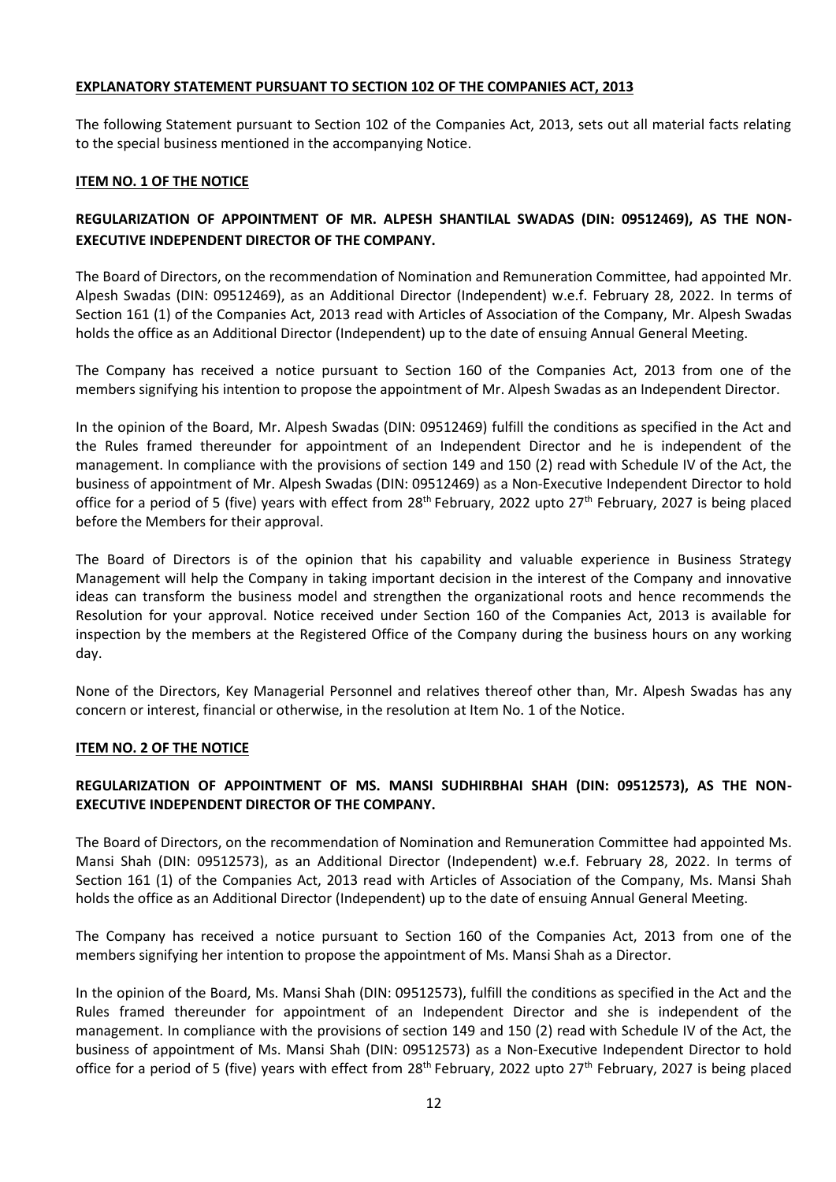**EXPLANATORY STATEMENT PURSUANT TO SECTION 102 OF THE COMPANIES ACT, 2013**

The following Statement pursuant to Section 102 of the Companies Act, 2013, sets out all material facts relating to the special business mentioned in the accompanying Notice.

**ITEM NO. 1 OF THE NOTICE**

**REGULARIZATION OF APPOINTMENT OF MR. ALPESH SHANTILAL SWADAS (DIN: 09512469), AS THE NON-EXECUTIVE INDEPENDENT DIRECTOR OF THE COMPANY.**

The Board of Directors, on the recommendation of Nomination and Remuneration Committee, had appointed Mr. Alpesh Swadas (DIN: 09512469), as an Additional Director (Independent) w.e.f. February 28, 2022. In terms of Section 161 (1) of the Companies Act, 2013 read with Articles of Association of the Company, Mr. Alpesh Swadas holds the office as an Additional Director (Independent) up to the date of ensuing Annual General Meeting.

The Company has received a notice pursuant to Section 160 of the Companies Act, 2013 from one of the members signifying his intention to propose the appointment of Mr. Alpesh Swadas as an Independent Director.

In the opinion of the Board, Mr. Alpesh Swadas (DIN: 09512469) fulfill the conditions as specified in the Act and the Rules framed thereunder for appointment of an Independent Director and he is independent of the management. In compliance with the provisions of section 149 and 150 (2) read with Schedule IV of the Act, the business of appointment of Mr. Alpesh Swadas (DIN: 09512469) as a Non-Executive Independent Director to hold office for a period of 5 (five) years with effect from 28th February, 2022 upto 27th February, 2027 is being placed before the Members for their approval.

The Board of Directors is of the opinion that his capability and valuable experience in Business Strategy Management will help the Company in taking important decision in the interest of the Company and innovative ideas can transform the business model and strengthen the organizational roots and hence recommends the Resolution for your approval. Notice received under Section 160 of the Companies Act, 2013 is available for inspection by the members at the Registered Office of the Company during the business hours on any working day.

None of the Directors, Key Managerial Personnel and relatives thereof other than, Mr. Alpesh Swadas has any concern or interest, financial or otherwise, in the resolution at Item No. 1 of the Notice.

**ITEM NO. 2 OF THE NOTICE**

**REGULARIZATION OF APPOINTMENT OF MS. MANSI SUDHIRBHAI SHAH (DIN: 09512573), AS THE NON-EXECUTIVE INDEPENDENT DIRECTOR OF THE COMPANY.**

The Board of Directors, on the recommendation of Nomination and Remuneration Committee had appointed Ms. Mansi Shah (DIN: 09512573), as an Additional Director (Independent) w.e.f. February 28, 2022. In terms of Section 161 (1) of the Companies Act, 2013 read with Articles of Association of the Company, Ms. Mansi Shah holds the office as an Additional Director (Independent) up to the date of ensuing Annual General Meeting.

The Company has received a notice pursuant to Section 160 of the Companies Act, 2013 from one of the members signifying her intention to propose the appointment of Ms. Mansi Shah as a Director.

In the opinion of the Board, Ms. Mansi Shah (DIN: 09512573), fulfill the conditions as specified in the Act and the Rules framed thereunder for appointment of an Independent Director and she is independent of the management. In compliance with the provisions of section 149 and 150 (2) read with Schedule IV of the Act, the business of appointment of Ms. Mansi Shah (DIN: 09512573) as a Non-Executive Independent Director to hold office for a period of 5 (five) years with effect from 28th February, 2022 upto 27th February, 2027 is being placed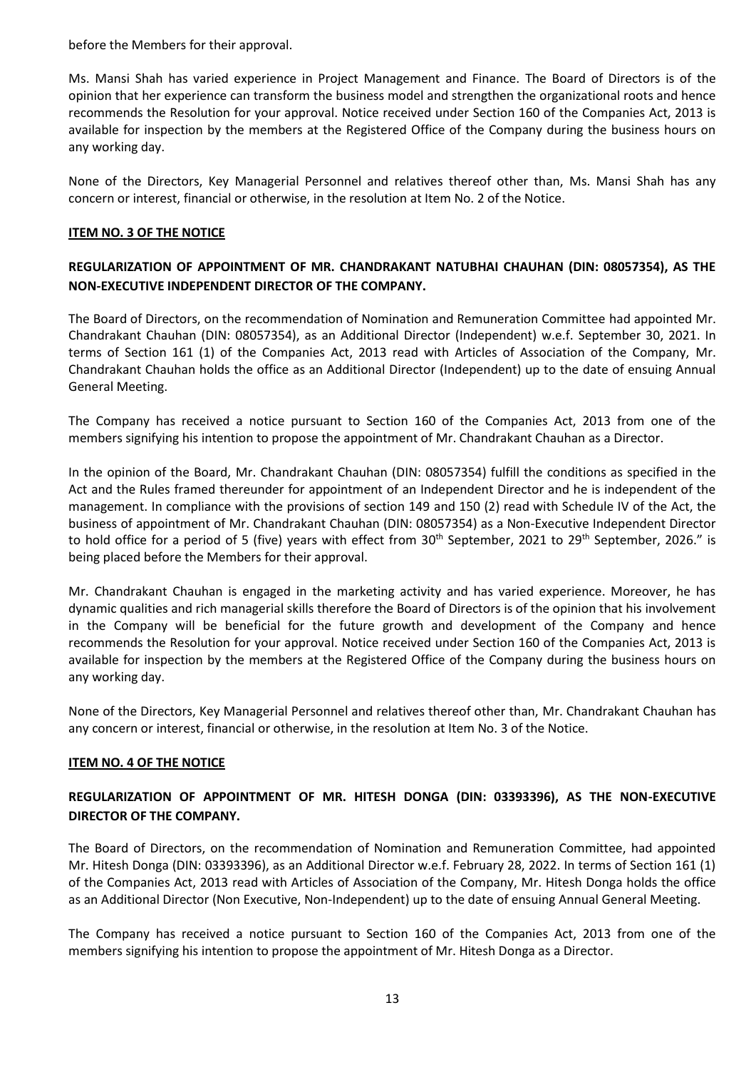before the Members for their approval.

Ms. Mansi Shah has varied experience in Project Management and Finance. The Board of Directors is of the opinion that her experience can transform the business model and strengthen the organizational roots and hence recommends the Resolution for your approval. Notice received under Section 160 of the Companies Act, 2013 is available for inspection by the members at the Registered Office of the Company during the business hours on any working day.

None of the Directors, Key Managerial Personnel and relatives thereof other than, Ms. Mansi Shah has any concern or interest, financial or otherwise, in the resolution at Item No. 2 of the Notice.

## ITEM NO. 3 OF THE NOTICE

### REGULARIZATION OF APPOINTMENT OF MR. CHANDRAKANT NATUBHAI CHAUHAN (DIN: 08057354), AS THE NON-EXECUTIVE INDEPENDENT DIRECTOR OF THE COMPANY.

The Board of Directors, on the recommendation of Nomination and Remuneration Committee had appointed Mr. Chandrakant Chauhan (DIN: 08057354), as an Additional Director (Independent) w.e.f. September 30, 2021. In terms of Section 161 (1) of the Companies Act, 2013 read with Articles of Association of the Company, Mr. Chandrakant Chauhan holds the office as an Additional Director (Independent) up to the date of ensuing Annual General Meeting.

The Company has received a notice pursuant to Section 160 of the Companies Act, 2013 from one of the members signifying his intention to propose the appointment of Mr. Chandrakant Chauhan as a Director.

In the opinion of the Board, Mr. Chandrakant Chauhan (DIN: 08057354) fulfill the conditions as specified in the Act and the Rules framed thereunder for appointment of an Independent Director and he is independent of the management. In compliance with the provisions of section 149 and 150 (2) read with Schedule IV of the Act, the business of appointment of Mr. Chandrakant Chauhan (DIN: 08057354) as a Non-Executive Independent Director to hold office for a period of 5 (five) years with effect from 30th September, 2021 to 29th September, 2026." is being placed before the Members for their approval.

Mr. Chandrakant Chauhan is engaged in the marketing activity and has varied experience. Moreover, he has dynamic qualities and rich managerial skills therefore the Board of Directors is of the opinion that his involvement in the Company will be beneficial for the future growth and development of the Company and hence recommends the Resolution for your approval. Notice received under Section 160 of the Companies Act, 2013 is available for inspection by the members at the Registered Office of the Company during the business hours on any working day.

None of the Directors, Key Managerial Personnel and relatives thereof other than, Mr. Chandrakant Chauhan has any concern or interest, financial or otherwise, in the resolution at Item No. 3 of the Notice.

## ITEM NO. 4 OF THE NOTICE

### REGULARIZATION OF APPOINTMENT OF MR. HITESH DONGA (DIN: 03393396), AS THE NON-EXECUTIVE DIRECTOR OF THE COMPANY.

The Board of Directors, on the recommendation of Nomination and Remuneration Committee, had appointed Mr. Hitesh Donga (DIN: 03393396), as an Additional Director w.e.f. February 28, 2022. In terms of Section 161 (1) of the Companies Act, 2013 read with Articles of Association of the Company, Mr. Hitesh Donga holds the office as an Additional Director (Non Executive, Non-Independent) up to the date of ensuing Annual General Meeting.

The Company has received a notice pursuant to Section 160 of the Companies Act, 2013 from one of the members signifying his intention to propose the appointment of Mr. Hitesh Donga as a Director.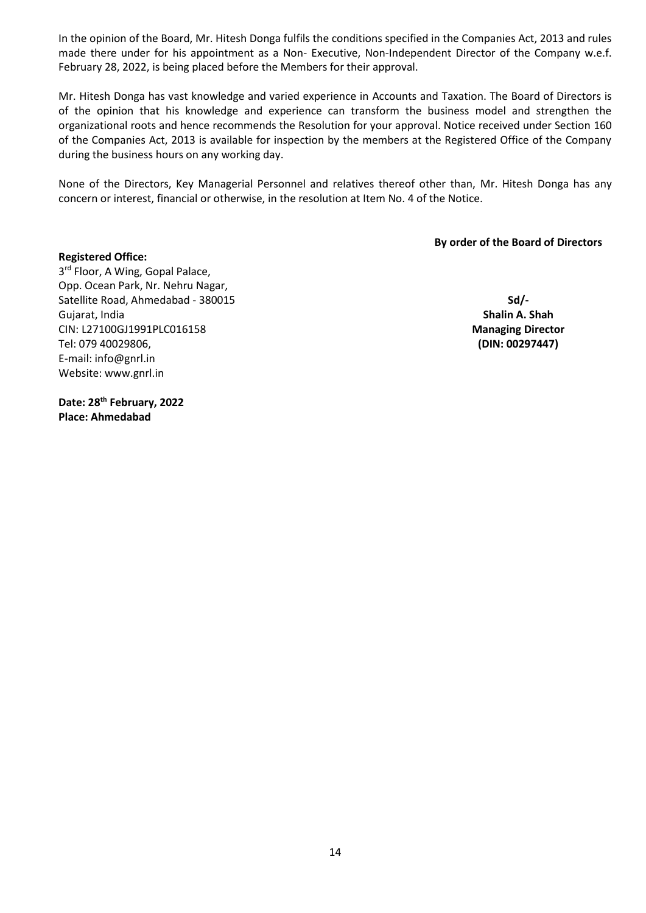In the opinion of the Board, Mr. Hitesh Donga fulfils the conditions specified in the Companies Act, 2013 and rules made there under for his appointment as a Non- Executive, Non-Independent Director of the Company w.e.f. February 28, 2022, is being placed before the Members for their approval.

Mr. Hitesh Donga has vast knowledge and varied experience in Accounts and Taxation. The Board of Directors is of the opinion that his knowledge and experience can transform the business model and strengthen the organizational roots and hence recommends the Resolution for your approval. Notice received under Section 160 of the Companies Act, 2013 is available for inspection by the members at the Registered Office of the Company during the business hours on any working day.

None of the Directors, Key Managerial Personnel and relatives thereof other than, Mr. Hitesh Donga has any concern or interest, financial or otherwise, in the resolution at Item No. 4 of the Notice.

**By order of the Board of Directors**

**Registered Office:**
3rd Floor, A Wing, Gopal Palace,
Opp. Ocean Park, Nr. Nehru Nagar,
Satellite Road, Ahmedabad - 380015
Gujarat, India
CIN: L27100GJ1991PLC016158
Tel: 079 40029806,
E-mail: info@gnrl.in
Website: www.gnrl.in

**Sd/-**
**Shalin A. Shah**
**Managing Director**
**(DIN: 00297447)**

**Date: 28th February, 2022**
**Place: Ahmedabad**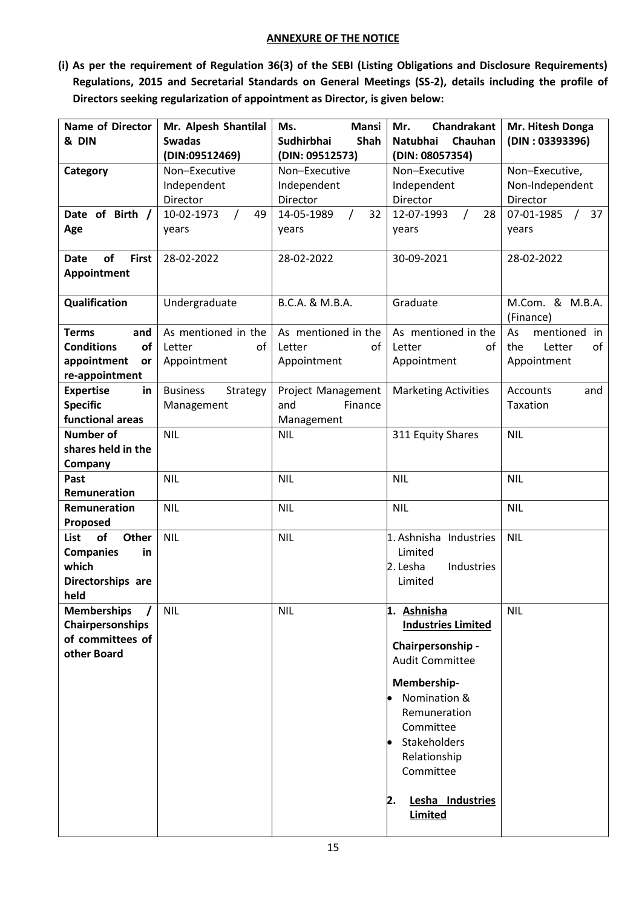## ANNEXURE OF THE NOTICE

**(i) As per the requirement of Regulation 36(3) of the SEBI (Listing Obligations and Disclosure Requirements) Regulations, 2015 and Secretarial Standards on General Meetings (SS-2), details including the profile of Directors seeking regularization of appointment as Director, is given below:**

| **Name of Director & DIN** | **Mr. Alpesh Shantilal Swadas (DIN:09512469)** | **Ms. Mansi Sudhirbhai Shah (DIN: 09512573)** | **Mr. Chandrakant Natubhai Chauhan (DIN: 08057354)** | **Mr. Hitesh Donga (DIN : 03393396)** |
|---|---|---|---|---|
| **Category** | Non–Executive Independent Director | Non–Executive Independent Director | Non–Executive Independent Director | Non–Executive, Non-Independent Director |
| **Date of Birth / Age** | 10-02-1973 / 49 years | 14-05-1989 / 32 years | 12-07-1993 / 28 years | 07-01-1985 / 37 years |
| **Date of First Appointment** | 28-02-2022 | 28-02-2022 | 30-09-2021 | 28-02-2022 |
| **Qualification** | Undergraduate | B.C.A. & M.B.A. | Graduate | M.Com. & M.B.A. (Finance) |
| **Terms and Conditions of appointment or re-appointment** | As mentioned in the Letter of Appointment | As mentioned in the Letter of Appointment | As mentioned in the Letter of Appointment | As mentioned in the Letter of Appointment |
| **Expertise in Specific functional areas** | Business Strategy Management | Project Management and Finance Management | Marketing Activities | Accounts and Taxation |
| **Number of shares held in the Company** | NIL | NIL | 311 Equity Shares | NIL |
| **Past Remuneration** | NIL | NIL | NIL | NIL |
| **Remuneration Proposed** | NIL | NIL | NIL | NIL |
| **List of Other Companies in which Directorships are held** | NIL | NIL | 1. Ashnisha Industries Limited<br>2. Lesha Industries Limited | NIL |
| **Memberships / Chairpersonships of committees of other Board** | NIL | NIL | 1. **Ashnisha Industries Limited**<br>**Chairpersonship -** Audit Committee<br>**Membership-**<br>• Nomination & Remuneration Committee<br>• Stakeholders Relationship Committee<br>2. **Lesha Industries Limited** | NIL |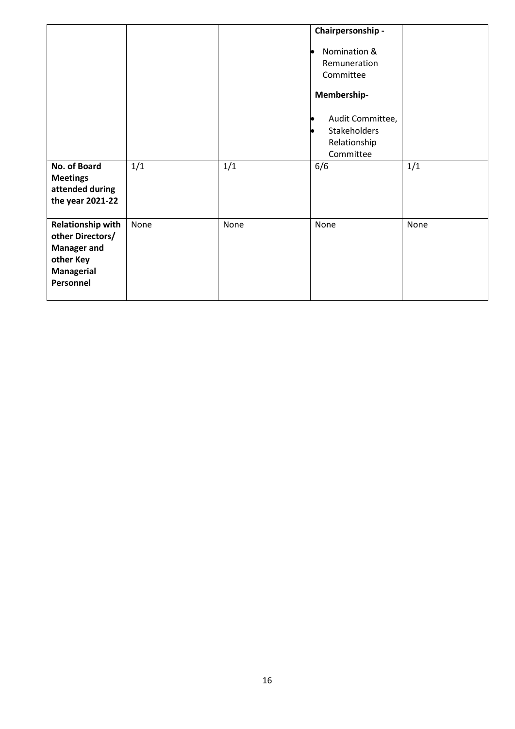| | | | | |
|---|---|---|---|---|
| | | | **Chairpersonship -**<br><br>• Nomination & Remuneration Committee<br><br>**Membership-**<br><br>• Audit Committee,<br>• Stakeholders Relationship Committee | |
| **No. of Board Meetings attended during the year 2021-22** | 1/1 | 1/1 | 6/6 | 1/1 |
| **Relationship with other Directors/ Manager and other Key Managerial Personnel** | None | None | None | None |